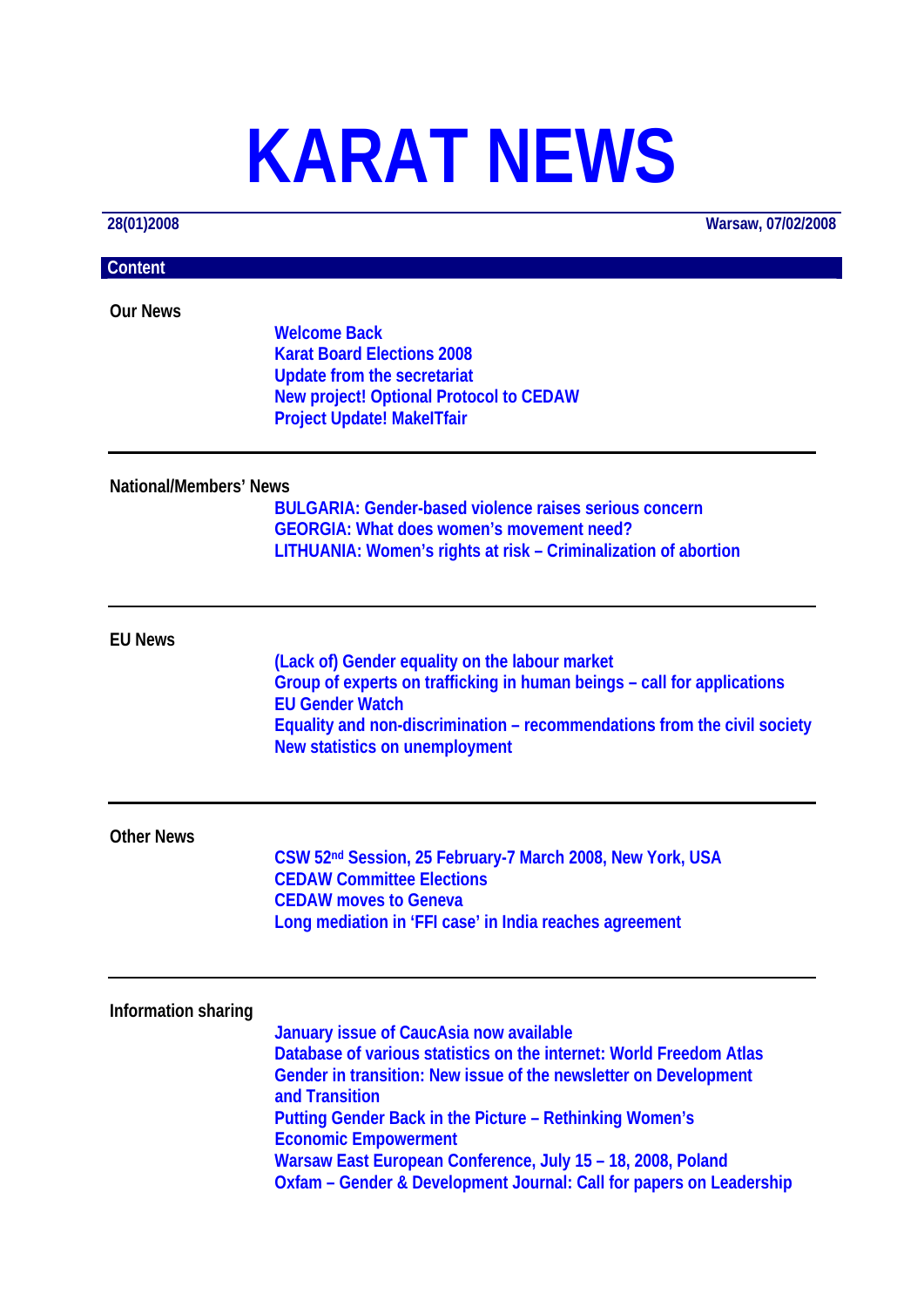# KARAT NEWS

**28(01)2008** Warsaw, 07/02/2008

## Content

### Our News

- Welcome Back
- Karat Board Elections 2008
- Update from the secretariat
- New project! Optional Protocol to CEDAW
- Project Update! MakeITfair

---

### National/Members' News

- BULGARIA: Gender-based violence raises serious concern
- GEORGIA: What does women's movement need?
- LITHUANIA: Women's rights at risk – Criminalization of abortion

---

### EU News

- (Lack of) Gender equality on the labour market
- Group of experts on trafficking in human beings – call for applications
- EU Gender Watch
- Equality and non-discrimination – recommendations from the civil society
- New statistics on unemployment

---

### Other News

- CSW 52nd Session, 25 February-7 March 2008, New York, USA
- CEDAW Committee Elections
- CEDAW moves to Geneva
- Long mediation in 'FFI case' in India reaches agreement

---

### Information sharing

- January issue of CaucAsia now available
- Database of various statistics on the internet: World Freedom Atlas
- Gender in transition: New issue of the newsletter on Development and Transition
- Putting Gender Back in the Picture – Rethinking Women's Economic Empowerment
- Warsaw East European Conference, July 15 – 18, 2008, Poland
- Oxfam – Gender & Development Journal: Call for papers on Leadership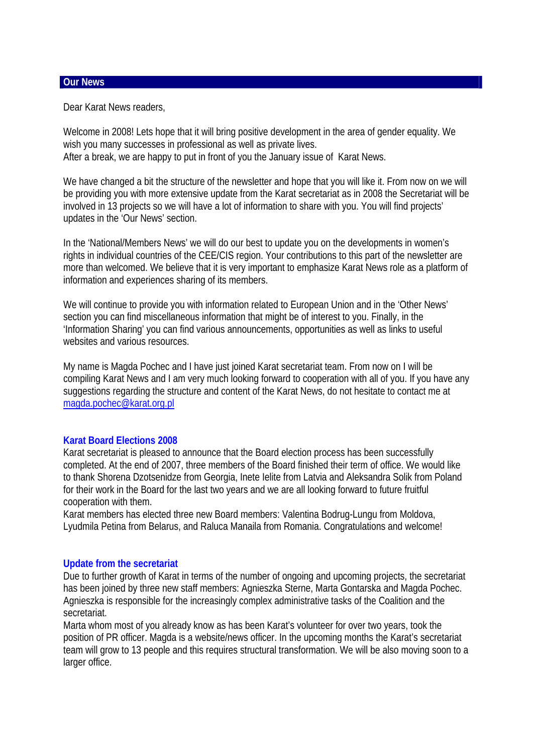## Our News

Dear Karat News readers,

Welcome in 2008! Lets hope that it will bring positive development in the area of gender equality. We wish you many successes in professional as well as private lives.
After a break, we are happy to put in front of you the January issue of Karat News.

We have changed a bit the structure of the newsletter and hope that you will like it. From now on we will be providing you with more extensive update from the Karat secretariat as in 2008 the Secretariat will be involved in 13 projects so we will have a lot of information to share with you. You will find projects' updates in the 'Our News' section.

In the 'National/Members News' we will do our best to update you on the developments in women's rights in individual countries of the CEE/CIS region. Your contributions to this part of the newsletter are more than welcomed. We believe that it is very important to emphasize Karat News role as a platform of information and experiences sharing of its members.

We will continue to provide you with information related to European Union and in the 'Other News' section you can find miscellaneous information that might be of interest to you. Finally, in the 'Information Sharing' you can find various announcements, opportunities as well as links to useful websites and various resources.

My name is Magda Pochec and I have just joined Karat secretariat team. From now on I will be compiling Karat News and I am very much looking forward to cooperation with all of you. If you have any suggestions regarding the structure and content of the Karat News, do not hesitate to contact me at [magda.pochec@karat.org.pl](mailto:magda.pochec@karat.org.pl)

### Karat Board Elections 2008

Karat secretariat is pleased to announce that the Board election process has been successfully completed. At the end of 2007, three members of the Board finished their term of office. We would like to thank Shorena Dzotsenidze from Georgia, Inete Ielite from Latvia and Aleksandra Solik from Poland for their work in the Board for the last two years and we are all looking forward to future fruitful cooperation with them.
Karat members has elected three new Board members: Valentina Bodrug-Lungu from Moldova, Lyudmila Petina from Belarus, and Raluca Manaila from Romania. Congratulations and welcome!

### Update from the secretariat

Due to further growth of Karat in terms of the number of ongoing and upcoming projects, the secretariat has been joined by three new staff members: Agnieszka Sterne, Marta Gontarska and Magda Pochec. Agnieszka is responsible for the increasingly complex administrative tasks of the Coalition and the secretariat.
Marta whom most of you already know as has been Karat's volunteer for over two years, took the position of PR officer. Magda is a website/news officer. In the upcoming months the Karat's secretariat team will grow to 13 people and this requires structural transformation. We will be also moving soon to a larger office.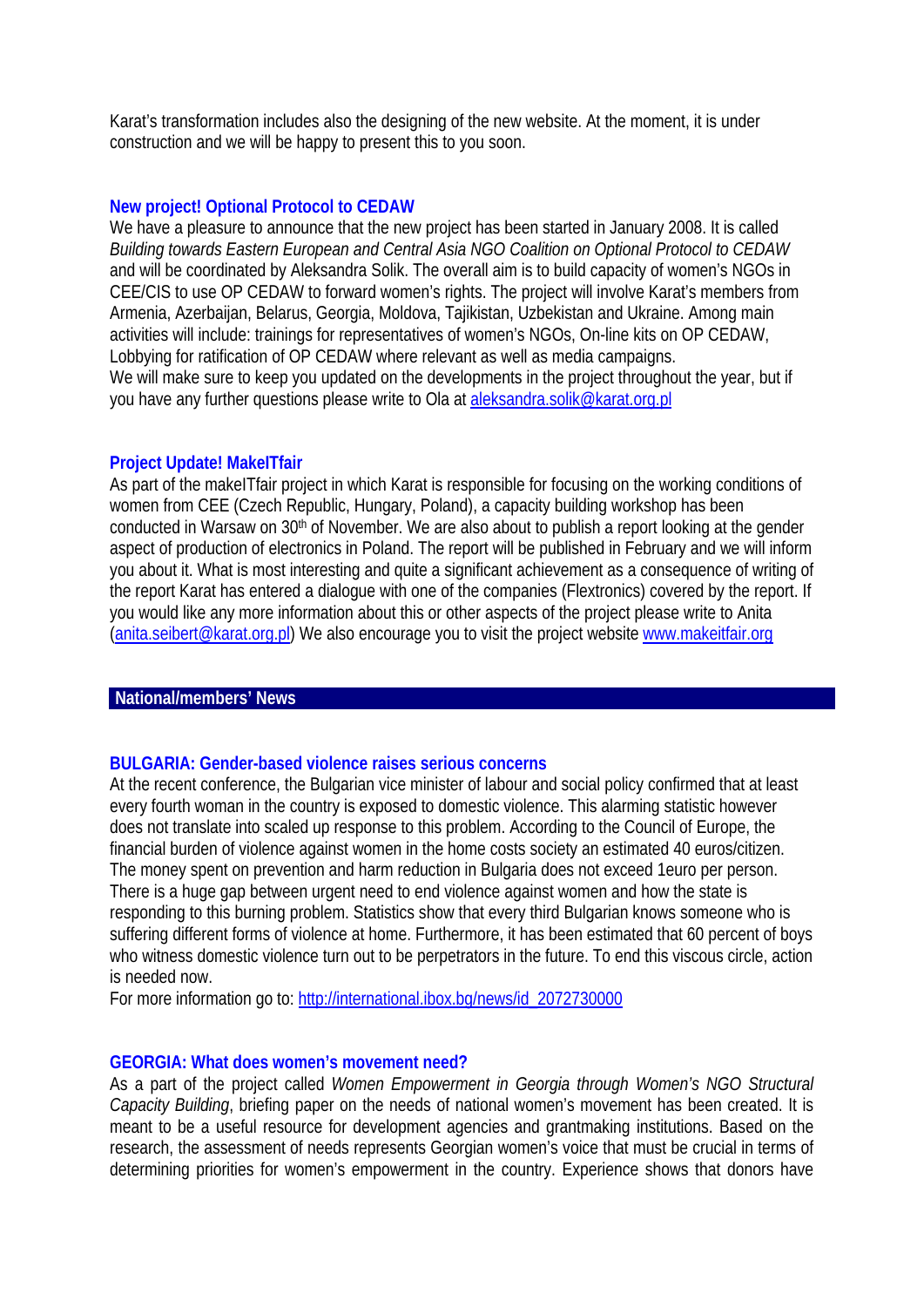Karat's transformation includes also the designing of the new website. At the moment, it is under construction and we will be happy to present this to you soon.

### New project! Optional Protocol to CEDAW

We have a pleasure to announce that the new project has been started in January 2008. It is called *Building towards Eastern European and Central Asia NGO Coalition on Optional Protocol to CEDAW* and will be coordinated by Aleksandra Solik. The overall aim is to build capacity of women's NGOs in CEE/CIS to use OP CEDAW to forward women's rights. The project will involve Karat's members from Armenia, Azerbaijan, Belarus, Georgia, Moldova, Tajikistan, Uzbekistan and Ukraine. Among main activities will include: trainings for representatives of women's NGOs, On-line kits on OP CEDAW, Lobbying for ratification of OP CEDAW where relevant as well as media campaigns.
We will make sure to keep you updated on the developments in the project throughout the year, but if you have any further questions please write to Ola at aleksandra.solik@karat.org.pl

### Project Update! MakeITfair

As part of the makeITfair project in which Karat is responsible for focusing on the working conditions of women from CEE (Czech Republic, Hungary, Poland), a capacity building workshop has been conducted in Warsaw on 30th of November. We are also about to publish a report looking at the gender aspect of production of electronics in Poland. The report will be published in February and we will inform you about it. What is most interesting and quite a significant achievement as a consequence of writing of the report Karat has entered a dialogue with one of the companies (Flextronics) covered by the report. If you would like any more information about this or other aspects of the project please write to Anita (anita.seibert@karat.org.pl) We also encourage you to visit the project website www.makeitfair.org

## National/members' News

### BULGARIA: Gender-based violence raises serious concerns

At the recent conference, the Bulgarian vice minister of labour and social policy confirmed that at least every fourth woman in the country is exposed to domestic violence. This alarming statistic however does not translate into scaled up response to this problem. According to the Council of Europe, the financial burden of violence against women in the home costs society an estimated 40 euros/citizen. The money spent on prevention and harm reduction in Bulgaria does not exceed 1euro per person. There is a huge gap between urgent need to end violence against women and how the state is responding to this burning problem. Statistics show that every third Bulgarian knows someone who is suffering different forms of violence at home. Furthermore, it has been estimated that 60 percent of boys who witness domestic violence turn out to be perpetrators in the future. To end this viscous circle, action is needed now.
For more information go to: http://international.ibox.bg/news/id_2072730000

### GEORGIA: What does women's movement need?

As a part of the project called *Women Empowerment in Georgia through Women's NGO Structural Capacity Building*, briefing paper on the needs of national women's movement has been created. It is meant to be a useful resource for development agencies and grantmaking institutions. Based on the research, the assessment of needs represents Georgian women's voice that must be crucial in terms of determining priorities for women's empowerment in the country. Experience shows that donors have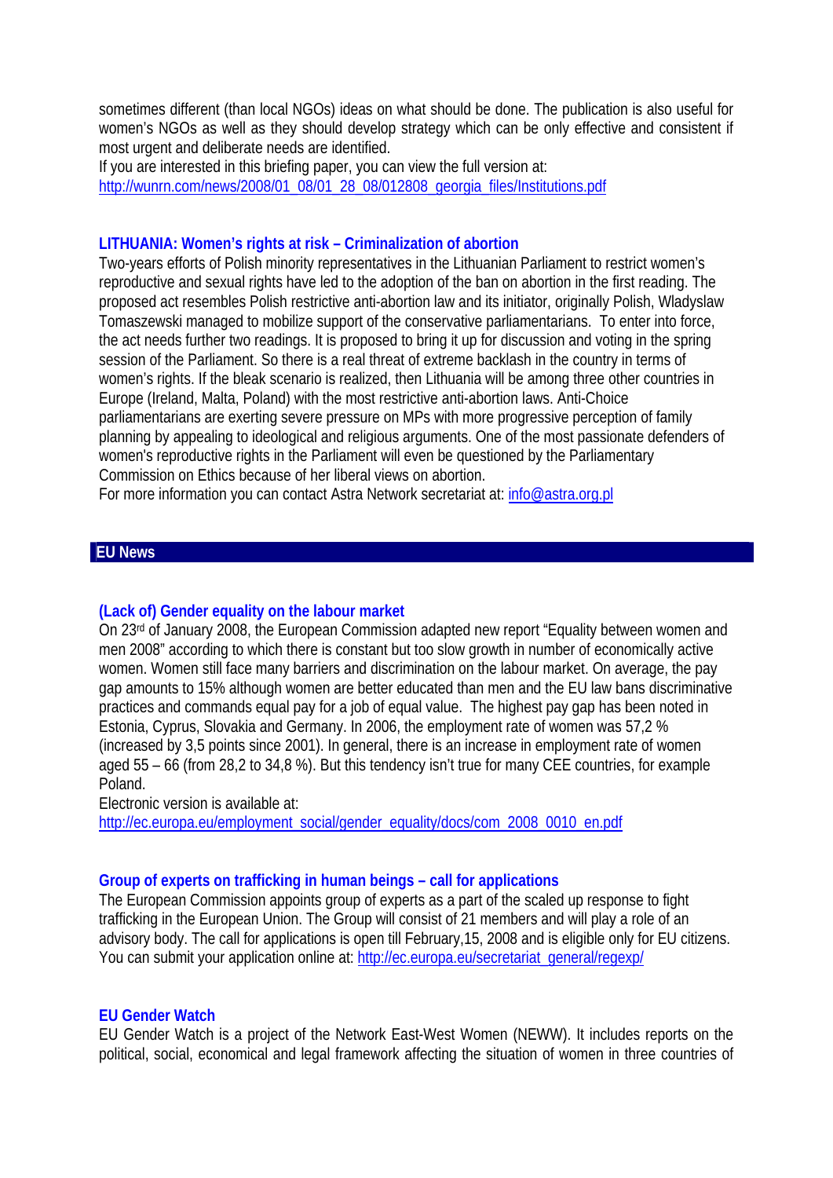sometimes different (than local NGOs) ideas on what should be done. The publication is also useful for women's NGOs as well as they should develop strategy which can be only effective and consistent if most urgent and deliberate needs are identified.

If you are interested in this briefing paper, you can view the full version at: [http://wunrn.com/news/2008/01_08/01_28_08/012808_georgia_files/Institutions.pdf](http://wunrn.com/news/2008/01_08/01_28_08/012808_georgia_files/Institutions.pdf)

### LITHUANIA: Women's rights at risk – Criminalization of abortion

Two-years efforts of Polish minority representatives in the Lithuanian Parliament to restrict women's reproductive and sexual rights have led to the adoption of the ban on abortion in the first reading. The proposed act resembles Polish restrictive anti-abortion law and its initiator, originally Polish, Wladyslaw Tomaszewski managed to mobilize support of the conservative parliamentarians. To enter into force, the act needs further two readings. It is proposed to bring it up for discussion and voting in the spring session of the Parliament. So there is a real threat of extreme backlash in the country in terms of women's rights. If the bleak scenario is realized, then Lithuania will be among three other countries in Europe (Ireland, Malta, Poland) with the most restrictive anti-abortion laws. Anti-Choice parliamentarians are exerting severe pressure on MPs with more progressive perception of family planning by appealing to ideological and religious arguments. One of the most passionate defenders of women's reproductive rights in the Parliament will even be questioned by the Parliamentary Commission on Ethics because of her liberal views on abortion.

For more information you can contact Astra Network secretariat at: [info@astra.org.pl](mailto:info@astra.org.pl)

## EU News

### (Lack of) Gender equality on the labour market

On 23rd of January 2008, the European Commission adapted new report "Equality between women and men 2008" according to which there is constant but too slow growth in number of economically active women. Women still face many barriers and discrimination on the labour market. On average, the pay gap amounts to 15% although women are better educated than men and the EU law bans discriminative practices and commands equal pay for a job of equal value. The highest pay gap has been noted in Estonia, Cyprus, Slovakia and Germany. In 2006, the employment rate of women was 57,2 % (increased by 3,5 points since 2001). In general, there is an increase in employment rate of women aged 55 – 66 (from 28,2 to 34,8 %). But this tendency isn't true for many CEE countries, for example Poland.

Electronic version is available at: [http://ec.europa.eu/employment_social/gender_equality/docs/com_2008_0010_en.pdf](http://ec.europa.eu/employment_social/gender_equality/docs/com_2008_0010_en.pdf)

### Group of experts on trafficking in human beings – call for applications

The European Commission appoints group of experts as a part of the scaled up response to fight trafficking in the European Union. The Group will consist of 21 members and will play a role of an advisory body. The call for applications is open till February,15, 2008 and is eligible only for EU citizens. You can submit your application online at: [http://ec.europa.eu/secretariat_general/regexp/](http://ec.europa.eu/secretariat_general/regexp/)

### EU Gender Watch

EU Gender Watch is a project of the Network East-West Women (NEWW). It includes reports on the political, social, economical and legal framework affecting the situation of women in three countries of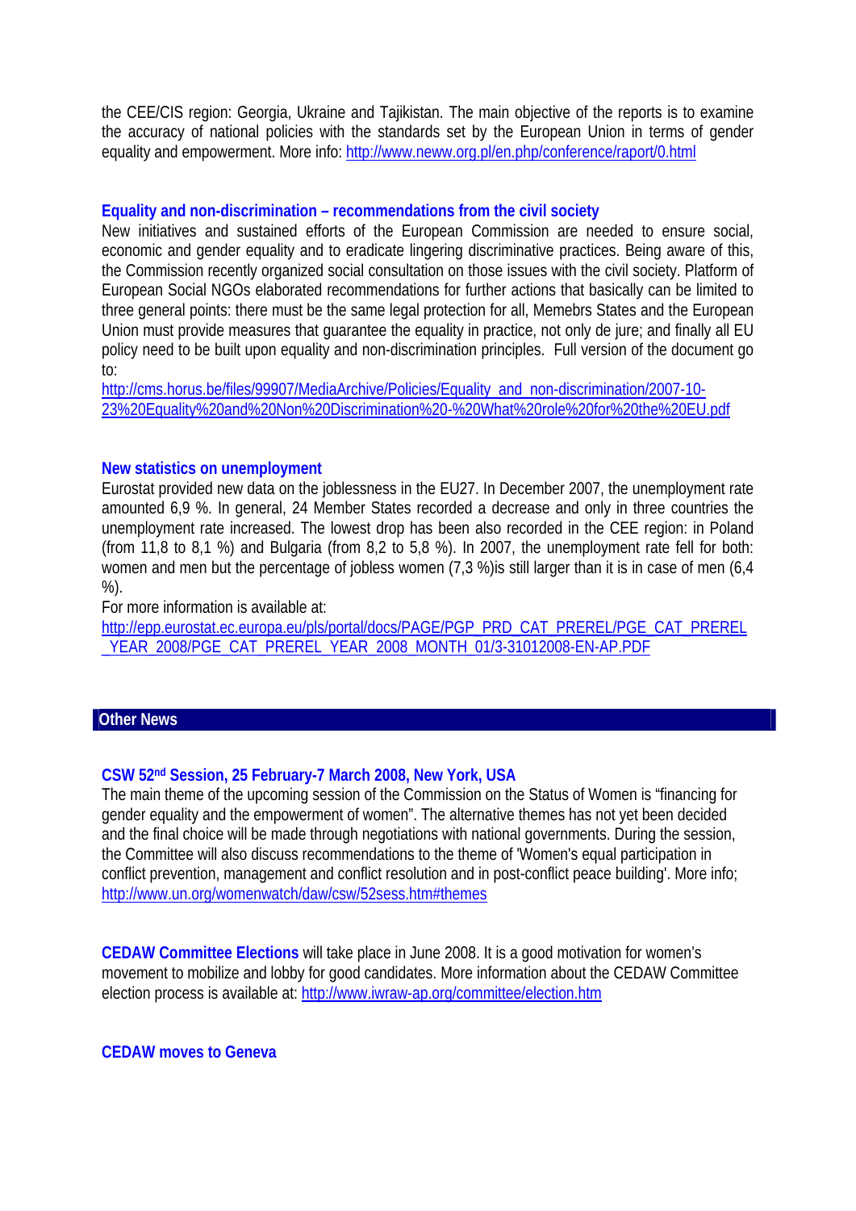the CEE/CIS region: Georgia, Ukraine and Tajikistan. The main objective of the reports is to examine the accuracy of national policies with the standards set by the European Union in terms of gender equality and empowerment. More info: http://www.neww.org.pl/en.php/conference/raport/0.html

### Equality and non-discrimination – recommendations from the civil society

New initiatives and sustained efforts of the European Commission are needed to ensure social, economic and gender equality and to eradicate lingering discriminative practices. Being aware of this, the Commission recently organized social consultation on those issues with the civil society. Platform of European Social NGOs elaborated recommendations for further actions that basically can be limited to three general points: there must be the same legal protection for all, Memebrs States and the European Union must provide measures that guarantee the equality in practice, not only de jure; and finally all EU policy need to be built upon equality and non-discrimination principles. Full version of the document go to:
http://cms.horus.be/files/99907/MediaArchive/Policies/Equality_and_non-discrimination/2007-10-23%20Equality%20and%20Non%20Discrimination%20-%20What%20role%20for%20the%20EU.pdf

### New statistics on unemployment

Eurostat provided new data on the joblessness in the EU27. In December 2007, the unemployment rate amounted 6,9 %. In general, 24 Member States recorded a decrease and only in three countries the unemployment rate increased. The lowest drop has been also recorded in the CEE region: in Poland (from 11,8 to 8,1 %) and Bulgaria (from 8,2 to 5,8 %). In 2007, the unemployment rate fell for both: women and men but the percentage of jobless women (7,3 %)is still larger than it is in case of men (6,4 %).

For more information is available at:
http://epp.eurostat.ec.europa.eu/pls/portal/docs/PAGE/PGP_PRD_CAT_PREREL/PGE_CAT_PREREL_YEAR_2008/PGE_CAT_PREREL_YEAR_2008_MONTH_01/3-31012008-EN-AP.PDF

## Other News

### CSW 52nd Session, 25 February-7 March 2008, New York, USA

The main theme of the upcoming session of the Commission on the Status of Women is "financing for gender equality and the empowerment of women". The alternative themes has not yet been decided and the final choice will be made through negotiations with national governments. During the session, the Committee will also discuss recommendations to the theme of 'Women's equal participation in conflict prevention, management and conflict resolution and in post-conflict peace building'. More info; http://www.un.org/womenwatch/daw/csw/52sess.htm#themes

**CEDAW Committee Elections** will take place in June 2008. It is a good motivation for women's movement to mobilize and lobby for good candidates. More information about the CEDAW Committee election process is available at: http://www.iwraw-ap.org/committee/election.htm

### CEDAW moves to Geneva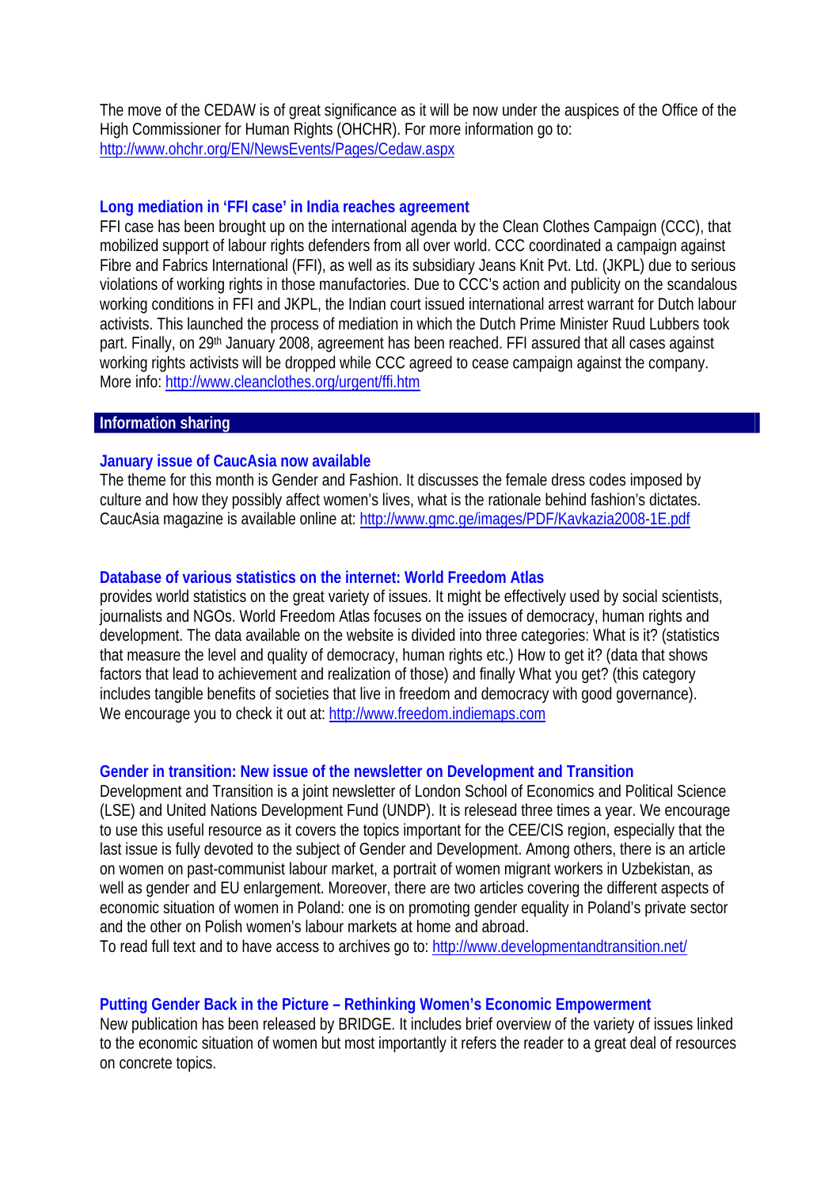The move of the CEDAW is of great significance as it will be now under the auspices of the Office of the High Commissioner for Human Rights (OHCHR). For more information go to: http://www.ohchr.org/EN/NewsEvents/Pages/Cedaw.aspx

### Long mediation in 'FFI case' in India reaches agreement

FFI case has been brought up on the international agenda by the Clean Clothes Campaign (CCC), that mobilized support of labour rights defenders from all over world. CCC coordinated a campaign against Fibre and Fabrics International (FFI), as well as its subsidiary Jeans Knit Pvt. Ltd. (JKPL) due to serious violations of working rights in those manufactories. Due to CCC's action and publicity on the scandalous working conditions in FFI and JKPL, the Indian court issued international arrest warrant for Dutch labour activists. This launched the process of mediation in which the Dutch Prime Minister Ruud Lubbers took part. Finally, on 29th January 2008, agreement has been reached. FFI assured that all cases against working rights activists will be dropped while CCC agreed to cease campaign against the company. More info: http://www.cleanclothes.org/urgent/ffi.htm

## Information sharing

### January issue of CaucAsia now available

The theme for this month is Gender and Fashion. It discusses the female dress codes imposed by culture and how they possibly affect women's lives, what is the rationale behind fashion's dictates. CaucAsia magazine is available online at: http://www.gmc.ge/images/PDF/Kavkazia2008-1E.pdf

### Database of various statistics on the internet: World Freedom Atlas

provides world statistics on the great variety of issues. It might be effectively used by social scientists, journalists and NGOs. World Freedom Atlas focuses on the issues of democracy, human rights and development. The data available on the website is divided into three categories: What is it? (statistics that measure the level and quality of democracy, human rights etc.) How to get it? (data that shows factors that lead to achievement and realization of those) and finally What you get? (this category includes tangible benefits of societies that live in freedom and democracy with good governance). We encourage you to check it out at: http://www.freedom.indiemaps.com

### Gender in transition: New issue of the newsletter on Development and Transition

Development and Transition is a joint newsletter of London School of Economics and Political Science (LSE) and United Nations Development Fund (UNDP). It is relesead three times a year. We encourage to use this useful resource as it covers the topics important for the CEE/CIS region, especially that the last issue is fully devoted to the subject of Gender and Development. Among others, there is an article on women on past-communist labour market, a portrait of women migrant workers in Uzbekistan, as well as gender and EU enlargement. Moreover, there are two articles covering the different aspects of economic situation of women in Poland: one is on promoting gender equality in Poland's private sector and the other on Polish women's labour markets at home and abroad.
To read full text and to have access to archives go to: http://www.developmentandtransition.net/

### Putting Gender Back in the Picture – Rethinking Women's Economic Empowerment

New publication has been released by BRIDGE. It includes brief overview of the variety of issues linked to the economic situation of women but most importantly it refers the reader to a great deal of resources on concrete topics.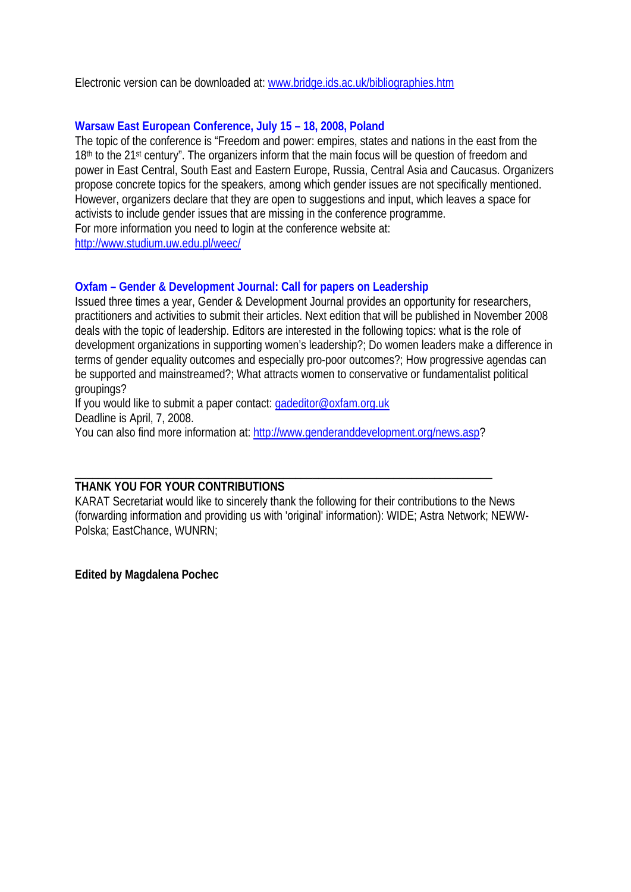Electronic version can be downloaded at: www.bridge.ids.ac.uk/bibliographies.htm

### Warsaw East European Conference, July 15 – 18, 2008, Poland

The topic of the conference is "Freedom and power: empires, states and nations in the east from the 18th to the 21st century". The organizers inform that the main focus will be question of freedom and power in East Central, South East and Eastern Europe, Russia, Central Asia and Caucasus. Organizers propose concrete topics for the speakers, among which gender issues are not specifically mentioned. However, organizers declare that they are open to suggestions and input, which leaves a space for activists to include gender issues that are missing in the conference programme.
For more information you need to login at the conference website at:
http://www.studium.uw.edu.pl/weec/

### Oxfam – Gender & Development Journal: Call for papers on Leadership

Issued three times a year, Gender & Development Journal provides an opportunity for researchers, practitioners and activities to submit their articles. Next edition that will be published in November 2008 deals with the topic of leadership. Editors are interested in the following topics: what is the role of development organizations in supporting women's leadership?; Do women leaders make a difference in terms of gender equality outcomes and especially pro-poor outcomes?; How progressive agendas can be supported and mainstreamed?; What attracts women to conservative or fundamentalist political groupings?
If you would like to submit a paper contact: gadeditor@oxfam.org.uk
Deadline is April, 7, 2008.
You can also find more information at: http://www.genderanddevelopment.org/news.asp?

---

**THANK YOU FOR YOUR CONTRIBUTIONS**

KARAT Secretariat would like to sincerely thank the following for their contributions to the News (forwarding information and providing us with 'original' information): WIDE; Astra Network; NEWW-Polska; EastChance, WUNRN;

**Edited by Magdalena Pochec**